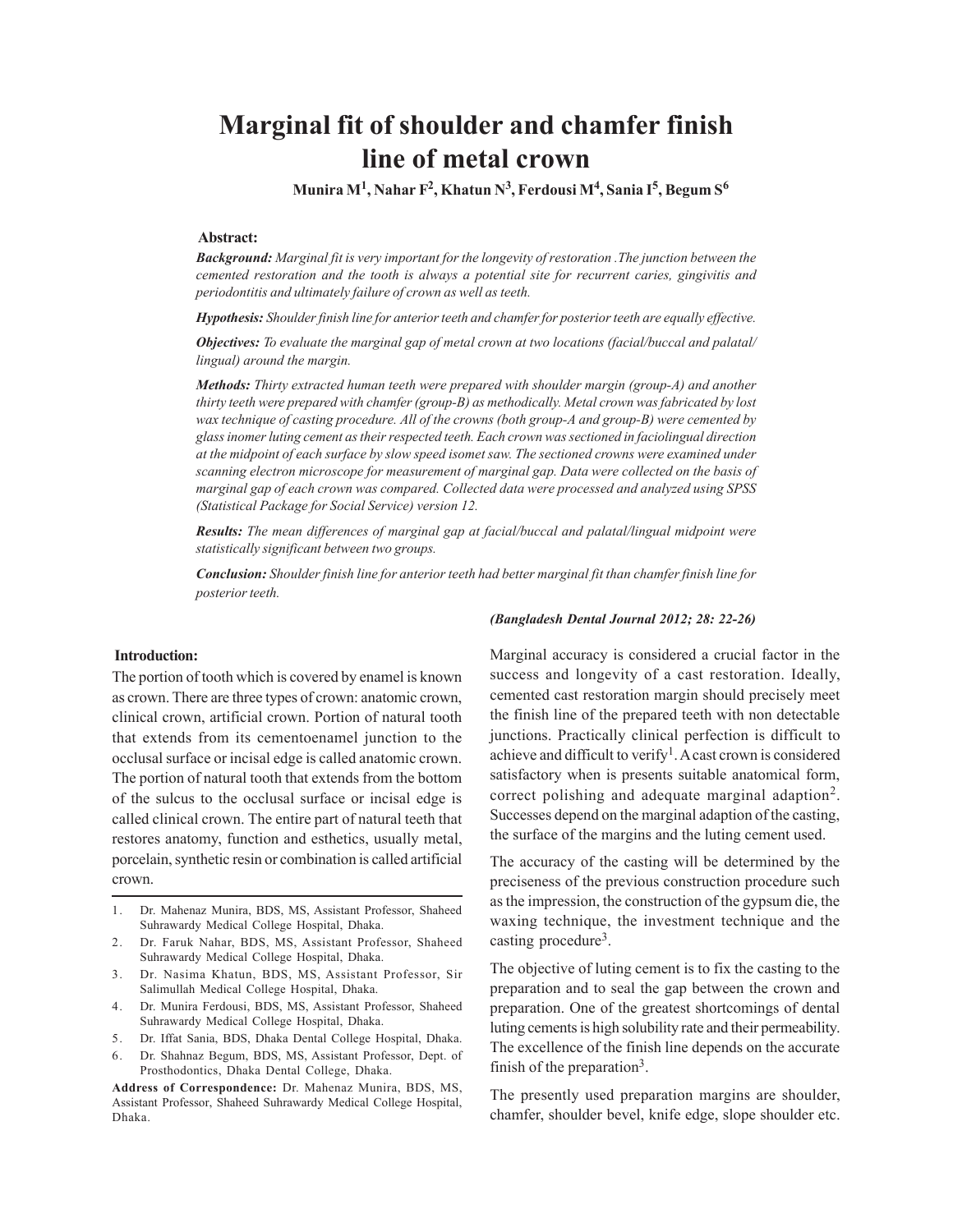# Marginal fit of shoulder and chamfer finish line of metal crown

**Munira M[1], Nahar F[2], Khatun N[3], Ferdousi M[4], Sania I[5], Begum S[6]**

**Abstract:**

***Background:*** *Marginal fit is very important for the longevity of restoration .The junction between the cemented restoration and the tooth is always a potential site for recurrent caries, gingivitis and periodontitis and ultimately failure of crown as well as teeth.*

***Hypothesis:*** *Shoulder finish line for anterior teeth and chamfer for posterior teeth are equally effective.*

***Objectives:*** *To evaluate the marginal gap of metal crown at two locations (facial/buccal and palatal/lingual) around the margin.*

***Methods:*** *Thirty extracted human teeth were prepared with shoulder margin (group-A) and another thirty teeth were prepared with chamfer (group-B) as methodically. Metal crown was fabricated by lost wax technique of casting procedure. All of the crowns (both group-A and group-B) were cemented by glass inomer luting cement as their respected teeth. Each crown was sectioned in faciolingual direction at the midpoint of each surface by slow speed isomet saw. The sectioned crowns were examined under scanning electron microscope for measurement of marginal gap. Data were collected on the basis of marginal gap of each crown was compared. Collected data were processed and analyzed using SPSS (Statistical Package for Social Service) version 12.*

***Results:*** *The mean differences of marginal gap at facial/buccal and palatal/lingual midpoint were statistically significant between two groups.*

***Conclusion:*** *Shoulder finish line for anterior teeth had better marginal fit than chamfer finish line for posterior teeth.*

***(Bangladesh Dental Journal 2012; 28: 22-26)***

## Introduction:

The portion of tooth which is covered by enamel is known as crown. There are three types of crown: anatomic crown, clinical crown, artificial crown. Portion of natural tooth that extends from its cementoenamel junction to the occlusal surface or incisal edge is called anatomic crown. The portion of natural tooth that extends from the bottom of the sulcus to the occlusal surface or incisal edge is called clinical crown. The entire part of natural teeth that restores anatomy, function and esthetics, usually metal, porcelain, synthetic resin or combination is called artificial crown.

Marginal accuracy is considered a crucial factor in the success and longevity of a cast restoration. Ideally, cemented cast restoration margin should precisely meet the finish line of the prepared teeth with non detectable junctions. Practically clinical perfection is difficult to achieve and difficult to verify[1]. A cast crown is considered satisfactory when is presents suitable anatomical form, correct polishing and adequate marginal adaption[2]. Successes depend on the marginal adaption of the casting, the surface of the margins and the luting cement used.

The accuracy of the casting will be determined by the preciseness of the previous construction procedure such as the impression, the construction of the gypsum die, the waxing technique, the investment technique and the casting procedure[3].

The objective of luting cement is to fix the casting to the preparation and to seal the gap between the crown and preparation. One of the greatest shortcomings of dental luting cements is high solubility rate and their permeability. The excellence of the finish line depends on the accurate finish of the preparation[3].

The presently used preparation margins are shoulder, chamfer, shoulder bevel, knife edge, slope shoulder etc.

---

1. Dr. Mahenaz Munira, BDS, MS, Assistant Professor, Shaheed Suhrawardy Medical College Hospital, Dhaka.
2. Dr. Faruk Nahar, BDS, MS, Assistant Professor, Shaheed Suhrawardy Medical College Hospital, Dhaka.
3. Dr. Nasima Khatun, BDS, MS, Assistant Professor, Sir Salimullah Medical College Hospital, Dhaka.
4. Dr. Munira Ferdousi, BDS, MS, Assistant Professor, Shaheed Suhrawardy Medical College Hospital, Dhaka.
5. Dr. Iffat Sania, BDS, Dhaka Dental College Hospital, Dhaka.
6. Dr. Shahnaz Begum, BDS, MS, Assistant Professor, Dept. of Prosthodontics, Dhaka Dental College, Dhaka.

**Address of Correspondence:** Dr. Mahenaz Munira, BDS, MS, Assistant Professor, Shaheed Suhrawardy Medical College Hospital, Dhaka.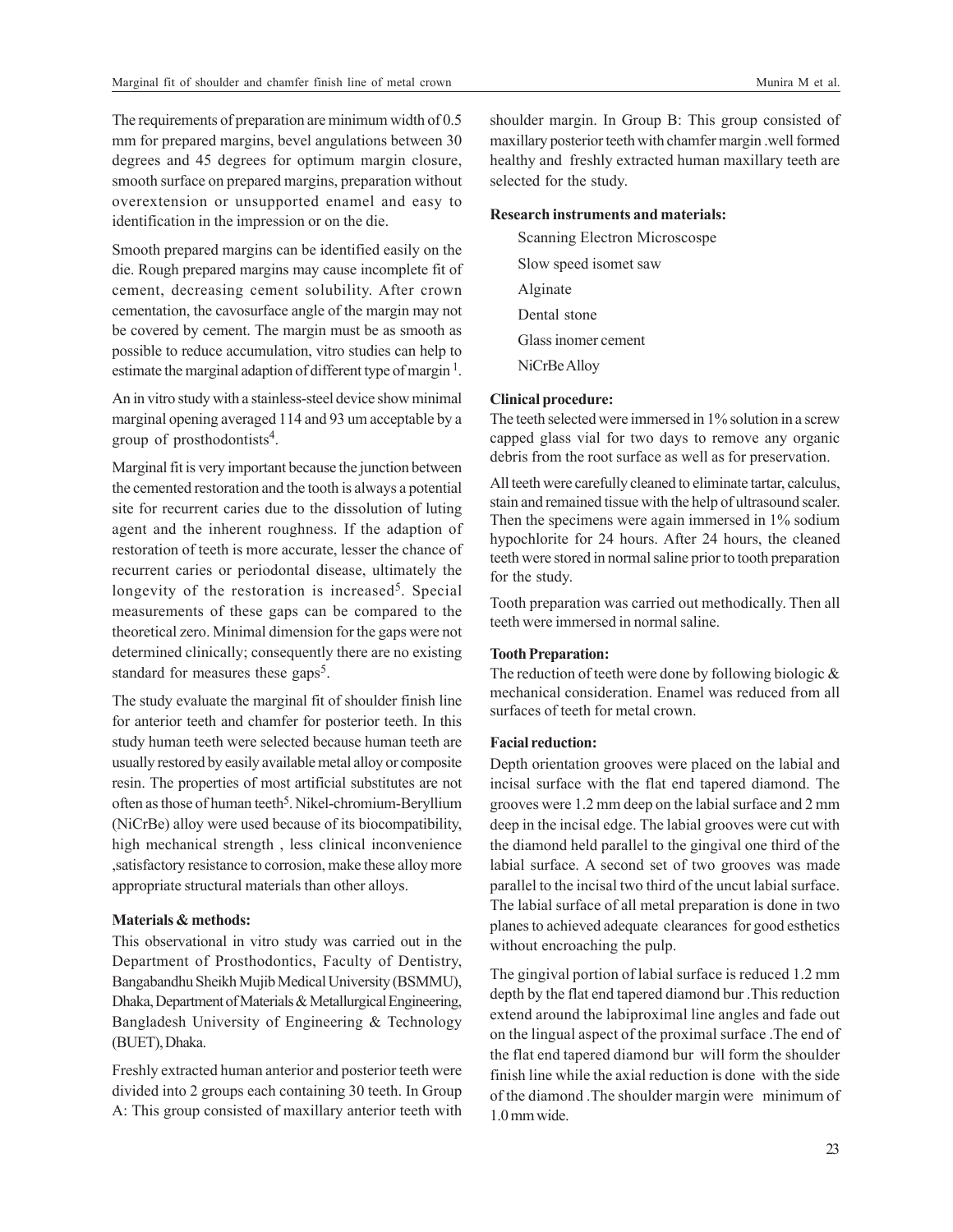The requirements of preparation are minimum width of 0.5 mm for prepared margins, bevel angulations between 30 degrees and 45 degrees for optimum margin closure, smooth surface on prepared margins, preparation without overextension or unsupported enamel and easy to identification in the impression or on the die.

Smooth prepared margins can be identified easily on the die. Rough prepared margins may cause incomplete fit of cement, decreasing cement solubility. After crown cementation, the cavosurface angle of the margin may not be covered by cement. The margin must be as smooth as possible to reduce accumulation, vitro studies can help to estimate the marginal adaption of different type of margin [1].

An in vitro study with a stainless-steel device show minimal marginal opening averaged 114 and 93 um acceptable by a group of prosthodontists[4].

Marginal fit is very important because the junction between the cemented restoration and the tooth is always a potential site for recurrent caries due to the dissolution of luting agent and the inherent roughness. If the adaption of restoration of teeth is more accurate, lesser the chance of recurrent caries or periodontal disease, ultimately the longevity of the restoration is increased[5]. Special measurements of these gaps can be compared to the theoretical zero. Minimal dimension for the gaps were not determined clinically; consequently there are no existing standard for measures these gaps[5].

The study evaluate the marginal fit of shoulder finish line for anterior teeth and chamfer for posterior teeth. In this study human teeth were selected because human teeth are usually restored by easily available metal alloy or composite resin. The properties of most artificial substitutes are not often as those of human teeth[5]. Nikel-chromium-Beryllium (NiCrBe) alloy were used because of its biocompatibility, high mechanical strength , less clinical inconvenience ,satisfactory resistance to corrosion, make these alloy more appropriate structural materials than other alloys.

**Materials & methods:**

This observational in vitro study was carried out in the Department of Prosthodontics, Faculty of Dentistry, Bangabandhu Sheikh Mujib Medical University (BSMMU), Dhaka, Department of Materials & Metallurgical Engineering, Bangladesh University of Engineering & Technology (BUET), Dhaka.

Freshly extracted human anterior and posterior teeth were divided into 2 groups each containing 30 teeth. In Group A: This group consisted of maxillary anterior teeth with shoulder margin. In Group B: This group consisted of maxillary posterior teeth with chamfer margin .well formed healthy and freshly extracted human maxillary teeth are selected for the study.

**Research instruments and materials:**

Scanning Electron Microscospe

Slow speed isomet saw

Alginate

Dental stone

Glass inomer cement

NiCrBe Alloy

**Clinical procedure:**

The teeth selected were immersed in 1% solution in a screw capped glass vial for two days to remove any organic debris from the root surface as well as for preservation.

All teeth were carefully cleaned to eliminate tartar, calculus, stain and remained tissue with the help of ultrasound scaler. Then the specimens were again immersed in 1% sodium hypochlorite for 24 hours. After 24 hours, the cleaned teeth were stored in normal saline prior to tooth preparation for the study.

Tooth preparation was carried out methodically. Then all teeth were immersed in normal saline.

**Tooth Preparation:**

The reduction of teeth were done by following biologic & mechanical consideration. Enamel was reduced from all surfaces of teeth for metal crown.

**Facial reduction:**

Depth orientation grooves were placed on the labial and incisal surface with the flat end tapered diamond. The grooves were 1.2 mm deep on the labial surface and 2 mm deep in the incisal edge. The labial grooves were cut with the diamond held parallel to the gingival one third of the labial surface. A second set of two grooves was made parallel to the incisal two third of the uncut labial surface. The labial surface of all metal preparation is done in two planes to achieved adequate clearances for good esthetics without encroaching the pulp.

The gingival portion of labial surface is reduced 1.2 mm depth by the flat end tapered diamond bur .This reduction extend around the labiproximal line angles and fade out on the lingual aspect of the proximal surface .The end of the flat end tapered diamond bur will form the shoulder finish line while the axial reduction is done with the side of the diamond .The shoulder margin were minimum of 1.0 mm wide.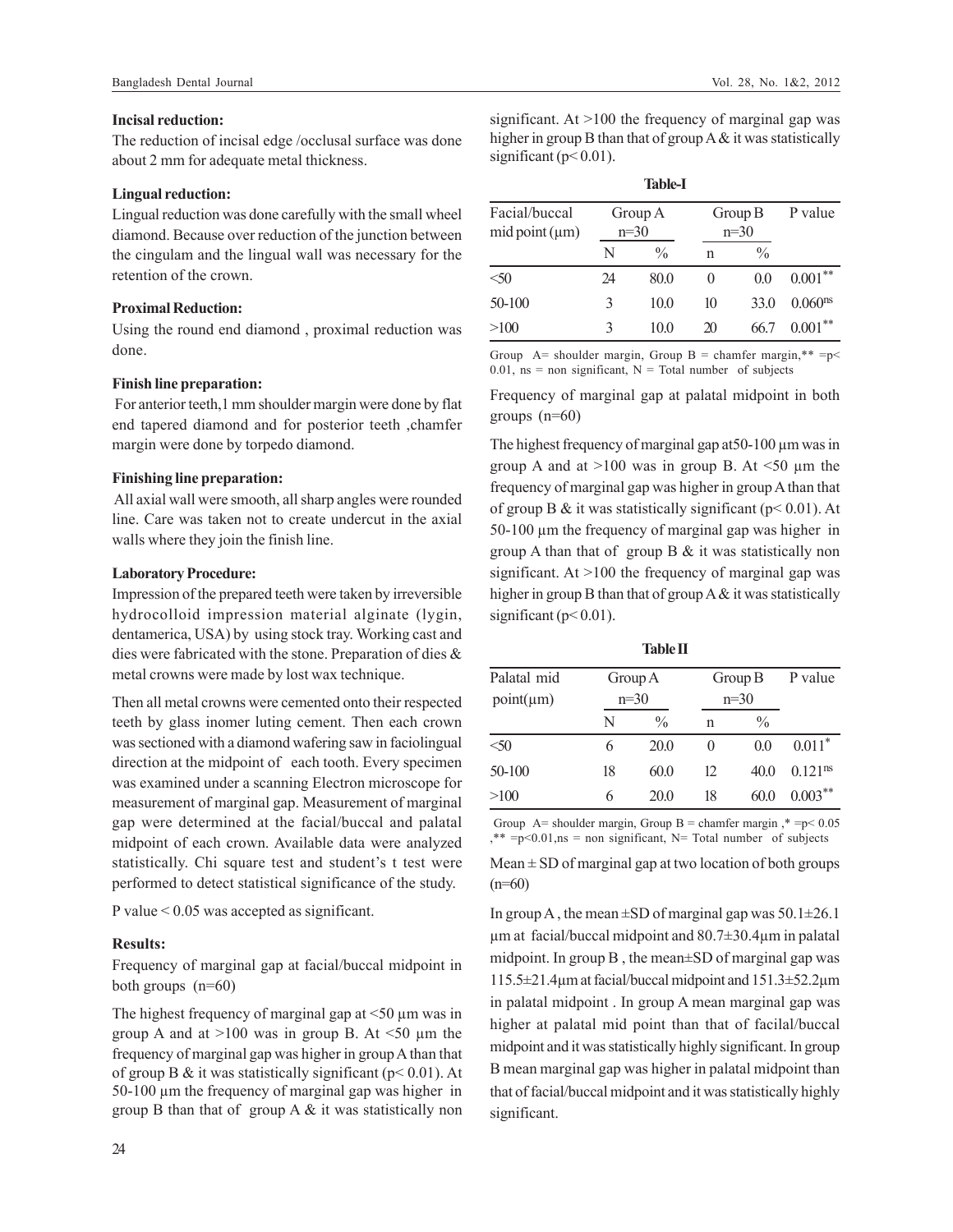**Incisal reduction:**

The reduction of incisal edge /occlusal surface was done about 2 mm for adequate metal thickness.

**Lingual reduction:**

Lingual reduction was done carefully with the small wheel diamond. Because over reduction of the junction between the cingulam and the lingual wall was necessary for the retention of the crown.

**Proximal Reduction:**

Using the round end diamond , proximal reduction was done.

**Finish line preparation:**

For anterior teeth,1 mm shoulder margin were done by flat end tapered diamond and for posterior teeth ,chamfer margin were done by torpedo diamond.

**Finishing line preparation:**

All axial wall were smooth, all sharp angles were rounded line. Care was taken not to create undercut in the axial walls where they join the finish line.

**Laboratory Procedure:**

Impression of the prepared teeth were taken by irreversible hydrocolloid impression material alginate (lygin, dentamerica, USA) by using stock tray. Working cast and dies were fabricated with the stone. Preparation of dies & metal crowns were made by lost wax technique.

Then all metal crowns were cemented onto their respected teeth by glass inomer luting cement. Then each crown was sectioned with a diamond wafering saw in faciolingual direction at the midpoint of each tooth. Every specimen was examined under a scanning Electron microscope for measurement of marginal gap. Measurement of marginal gap were determined at the facial/buccal and palatal midpoint of each crown. Available data were analyzed statistically. Chi square test and student's t test were performed to detect statistical significance of the study.

P value < 0.05 was accepted as significant.

**Results:**

Frequency of marginal gap at facial/buccal midpoint in both groups (n=60)

The highest frequency of marginal gap at <50 μm was in group A and at >100 was in group B. At <50 μm the frequency of marginal gap was higher in group A than that of group B & it was statistically significant ($p < 0.01$). At 50-100 μm the frequency of marginal gap was higher in group B than that of group A & it was statistically non significant. At >100 the frequency of marginal gap was higher in group B than that of group A & it was statistically significant ($p < 0.01$).

**Table-I**

| Facial/buccal mid point (μm) | Group A n=30 | | Group B n=30 | | P value |
|---|---|---|---|---|---|
| | N | % | n | % | |
| <50 | 24 | 80.0 | 0 | 0.0 | $0.001^{**}$ |
| 50-100 | 3 | 10.0 | 10 | 33.0 | $0.060^{ns}$ |
| >100 | 3 | 10.0 | 20 | 66.7 | $0.001^{**}$ |

Group A= shoulder margin, Group B = chamfer margin,** =p< 0.01, ns = non significant, N = Total number of subjects

Frequency of marginal gap at palatal midpoint in both groups (n=60)

The highest frequency of marginal gap at50-100 μm was in group A and at >100 was in group B. At <50 μm the frequency of marginal gap was higher in group A than that of group B & it was statistically significant ($p < 0.01$). At 50-100 μm the frequency of marginal gap was higher in group A than that of group B & it was statistically non significant. At >100 the frequency of marginal gap was higher in group B than that of group A & it was statistically significant ($p < 0.01$).

**Table II**

| Palatal mid point(μm) | Group A n=30 | | Group B n=30 | | P value |
|---|---|---|---|---|---|
| | N | % | n | % | |
| <50 | 6 | 20.0 | 0 | 0.0 | $0.011^{*}$ |
| 50-100 | 18 | 60.0 | 12 | 40.0 | $0.121^{ns}$ |
| >100 | 6 | 20.0 | 18 | 60.0 | $0.003^{**}$ |

Group A= shoulder margin, Group B = chamfer margin ,* =p< 0.05 ,** =p<0.01,ns = non significant, N= Total number of subjects

Mean ± SD of marginal gap at two location of both groups (n=60)

In group A , the mean ±SD of marginal gap was 50.1±26.1 μm at facial/buccal midpoint and 80.7±30.4μm in palatal midpoint. In group B , the mean±SD of marginal gap was 115.5±21.4μm at facial/buccal midpoint and 151.3±52.2μm in palatal midpoint . In group A mean marginal gap was higher at palatal mid point than that of facilal/buccal midpoint and it was statistically highly significant. In group B mean marginal gap was higher in palatal midpoint than that of facial/buccal midpoint and it was statistically highly significant.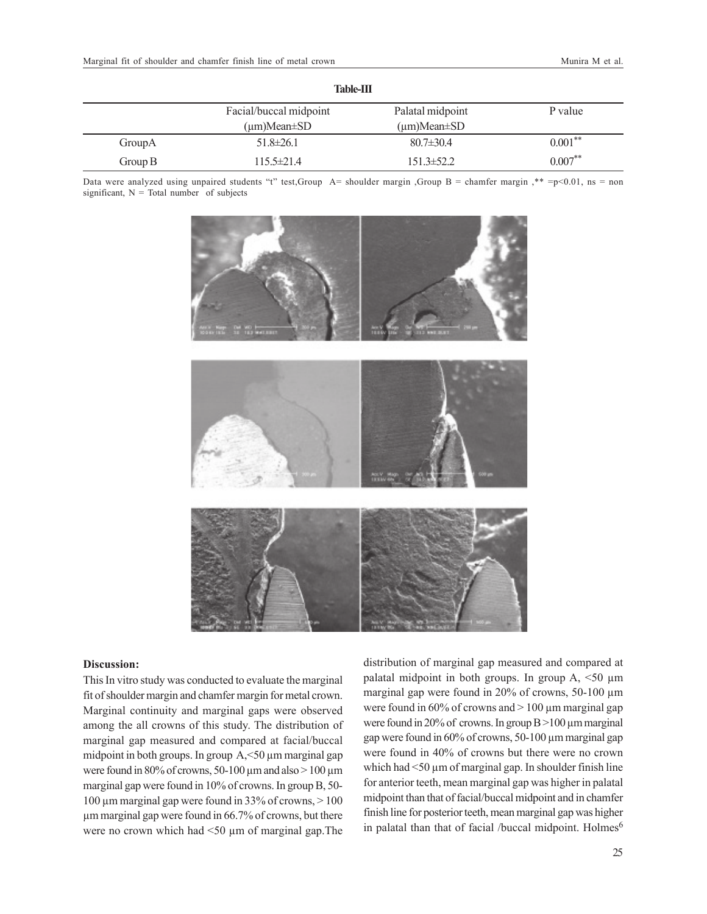**Table-III**

| | Facial/buccal midpoint (µm)Mean±SD | Palatal midpoint (µm)Mean±SD | P value |
|---|---|---|---|
| GroupA | 51.8±26.1 | 80.7±30.4 | 0.001** |
| Group B | 115.5±21.4 | 151.3±52.2 | 0.007** |

Data were analyzed using unpaired students "t" test,Group A= shoulder margin ,Group B = chamfer margin ,** =p<0.01, ns = non significant, N = Total number of subjects

### Discussion:

This In vitro study was conducted to evaluate the marginal fit of shoulder margin and chamfer margin for metal crown. Marginal continuity and marginal gaps were observed among the all crowns of this study. The distribution of marginal gap measured and compared at facial/buccal midpoint in both groups. In group A,<50 µm marginal gap were found in 80% of crowns, 50-100 µm and also > 100 µm marginal gap were found in 10% of crowns. In group B, 50-100 µm marginal gap were found in 33% of crowns, > 100 µm marginal gap were found in 66.7% of crowns, but there were no crown which had <50 µm of marginal gap.The distribution of marginal gap measured and compared at palatal midpoint in both groups. In group A, <50 µm marginal gap were found in 20% of crowns, 50-100 µm were found in 60% of crowns and > 100 µm marginal gap were found in 20% of crowns. In group B >100 µm marginal gap were found in 60% of crowns, 50-100 µm marginal gap were found in 40% of crowns but there were no crown which had <50 µm of marginal gap. In shoulder finish line for anterior teeth, mean marginal gap was higher in palatal midpoint than that of facial/buccal midpoint and in chamfer finish line for posterior teeth, mean marginal gap was higher in palatal than that of facial /buccal midpoint. Holmes[6]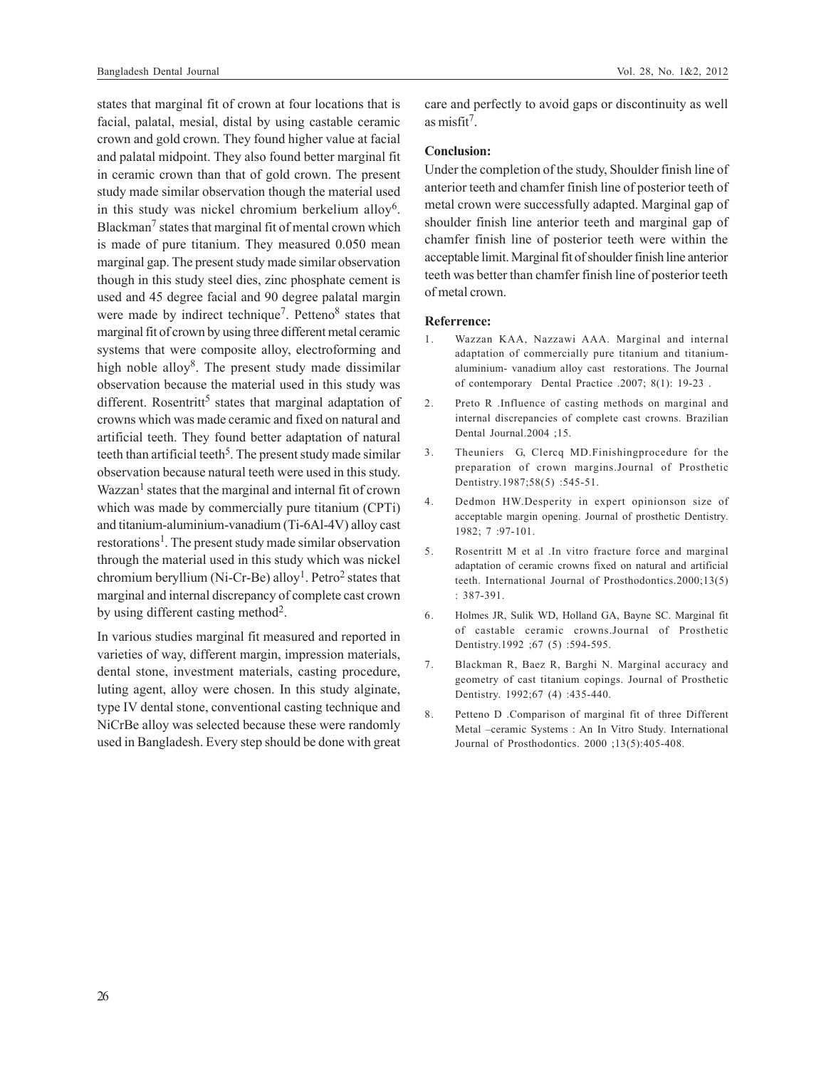states that marginal fit of crown at four locations that is facial, palatal, mesial, distal by using castable ceramic crown and gold crown. They found higher value at facial and palatal midpoint. They also found better marginal fit in ceramic crown than that of gold crown. The present study made similar observation though the material used in this study was nickel chromium berkelium alloy[6]. Blackman[7] states that marginal fit of mental crown which is made of pure titanium. They measured 0.050 mean marginal gap. The present study made similar observation though in this study steel dies, zinc phosphate cement is used and 45 degree facial and 90 degree palatal margin were made by indirect technique[7]. Petteno[8] states that marginal fit of crown by using three different metal ceramic systems that were composite alloy, electroforming and high noble alloy[8]. The present study made dissimilar observation because the material used in this study was different. Rosentritt[5] states that marginal adaptation of crowns which was made ceramic and fixed on natural and artificial teeth. They found better adaptation of natural teeth than artificial teeth[5]. The present study made similar observation because natural teeth were used in this study. Wazzan[1] states that the marginal and internal fit of crown which was made by commercially pure titanium (CPTi) and titanium-aluminium-vanadium (Ti-6Al-4V) alloy cast restorations[1]. The present study made similar observation through the material used in this study which was nickel chromium beryllium (Ni-Cr-Be) alloy[1]. Petro[2] states that marginal and internal discrepancy of complete cast crown by using different casting method[2].

In various studies marginal fit measured and reported in varieties of way, different margin, impression materials, dental stone, investment materials, casting procedure, luting agent, alloy were chosen. In this study alginate, type IV dental stone, conventional casting technique and NiCrBe alloy was selected because these were randomly used in Bangladesh. Every step should be done with great care and perfectly to avoid gaps or discontinuity as well as misfit[7].

### Conclusion:

Under the completion of the study, Shoulder finish line of anterior teeth and chamfer finish line of posterior teeth of metal crown were successfully adapted. Marginal gap of shoulder finish line anterior teeth and marginal gap of chamfer finish line of posterior teeth were within the acceptable limit. Marginal fit of shoulder finish line anterior teeth was better than chamfer finish line of posterior teeth of metal crown.

### Referrence:

1. Wazzan KAA, Nazzawi AAA. Marginal and internal adaptation of commercially pure titanium and titanium-aluminium- vanadium alloy cast restorations. The Journal of contemporary Dental Practice .2007; 8(1): 19-23 .
2. Preto R .Influence of casting methods on marginal and internal discrepancies of complete cast crowns. Brazilian Dental Journal.2004 ;15.
3. Theuniers G, Clercq MD.Finishingprocedure for the preparation of crown margins.Journal of Prosthetic Dentistry.1987;58(5) :545-51.
4. Dedmon HW.Desperity in expert opinionson size of acceptable margin opening. Journal of prosthetic Dentistry. 1982; 7 :97-101.
5. Rosentritt M et al .In vitro fracture force and marginal adaptation of ceramic crowns fixed on natural and artificial teeth. International Journal of Prosthodontics.2000;13(5) : 387-391.
6. Holmes JR, Sulik WD, Holland GA, Bayne SC. Marginal fit of castable ceramic crowns.Journal of Prosthetic Dentistry.1992 ;67 (5) :594-595.
7. Blackman R, Baez R, Barghi N. Marginal accuracy and geometry of cast titanium copings. Journal of Prosthetic Dentistry. 1992;67 (4) :435-440.
8. Petteno D .Comparison of marginal fit of three Different Metal –ceramic Systems : An In Vitro Study. International Journal of Prosthodontics. 2000 ;13(5):405-408.